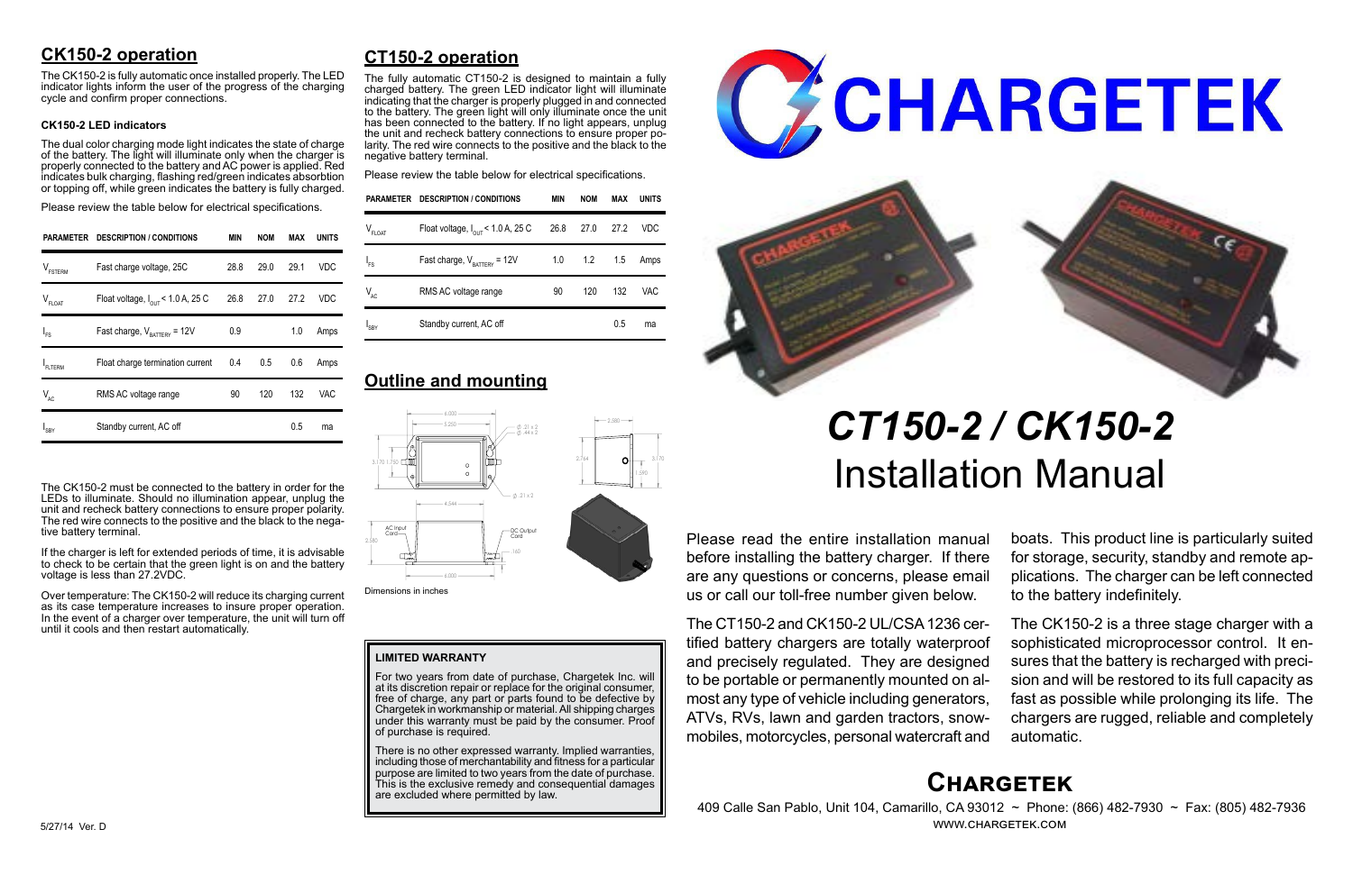## CK150-2 operation

The CK150-2 is fully automatic once installed properly. The LED indicator lights inform the user of the progress of the charging cycle and confirm proper connections.

### CK150-2 LED indicators

The dual color charging mode light indicates the state of charge of the battery. The light will illuminate only when the charger is properly connected to the battery and AC power is applied. Red indicates bulk charging, flashing red/green indicates absorbtion or topping off, while green indicates the battery is fully charged.

Please review the table below for electrical specifications.

| PARAMETER | DESCRIPTION / CONDITIONS | MIN | NOM | MAX | UNITS |
|---|---|---|---|---|---|
| $V_{FSTERM}$ | Fast charge voltage, 25C | 28.8 | 29.0 | 29.1 | VDC |
| $V_{FLOAT}$ | Float voltage, $I_{OUT}$ < 1.0 A, 25 C | 26.8 | 27.0 | 27.2 | VDC |
| $I_{FS}$ | Fast charge, $V_{BATTERY}$ = 12V | 0.9 | | 1.0 | Amps |
| $I_{FLTERM}$ | Float charge termination current | 0.4 | 0.5 | 0.6 | Amps |
| $V_{AC}$ | RMS AC voltage range | 90 | 120 | 132 | VAC |
| $I_{SBY}$ | Standby current, AC off | | | 0.5 | ma |

The CK150-2 must be connected to the battery in order for the LEDs to illuminate. Should no illumination appear, unplug the unit and recheck battery connections to ensure proper polarity. The red wire connects to the positive and the black to the negative battery terminal.

If the charger is left for extended periods of time, it is advisable to check to be certain that the green light is on and the battery voltage is less than 27.2VDC.

Over temperature: The CK150-2 will reduce its charging current as its case temperature increases to insure proper operation. In the event of a charger over temperature, the unit will turn off until it cools and then restart automatically.

## CT150-2 operation

The fully automatic CT150-2 is designed to maintain a fully charged battery. The green LED indicator light will illuminate indicating that the charger is properly plugged in and connected to the battery. The green light will only illuminate once the unit has been connected to the battery. If no light appears, unplug the unit and recheck battery connections to ensure proper polarity. The red wire connects to the positive and the black to the negative battery terminal.

Please review the table below for electrical specifications.

| PARAMETER | DESCRIPTION / CONDITIONS | MIN | NOM | MAX | UNITS |
|---|---|---|---|---|---|
| $V_{FLOAT}$ | Float voltage, $I_{OUT}$ < 1.0 A, 25 C | 26.8 | 27.0 | 27.2 | VDC |
| $I_{FS}$ | Fast charge, $V_{BATTERY}$ = 12V | 1.0 | 1.2 | 1.5 | Amps |
| $V_{AC}$ | RMS AC voltage range | 90 | 120 | 132 | VAC |
| $I_{SBY}$ | Standby current, AC off | | | 0.5 | ma |

## Outline and mounting

Dimensions in inches

### LIMITED WARRANTY

For two years from date of purchase, Chargetek Inc. will at its discretion repair or replace for the original consumer, free of charge, any part or parts found to be defective by Chargetek in workmanship or material. All shipping charges under this warranty must be paid by the consumer. Proof of purchase is required.

There is no other expressed warranty. Implied warranties, including those of merchantability and fitness for a particular purpose are limited to two years from the date of purchase. This is the exclusive remedy and consequential damages are excluded where permitted by law.

5/27/14 Ver. D

# CHARGETEK

# *CT150-2 / CK150-2*
# Installation Manual

Please read the entire installation manual before installing the battery charger. If there are any questions or concerns, please email us or call our toll-free number given below.

The CT150-2 and CK150-2 UL/CSA 1236 certified battery chargers are totally waterproof and precisely regulated. They are designed to be portable or permanently mounted on almost any type of vehicle including generators, ATVs, RVs, lawn and garden tractors, snowmobiles, motorcycles, personal watercraft and boats. This product line is particularly suited for storage, security, standby and remote applications. The charger can be left connected to the battery indefinitely.

The CK150-2 is a three stage charger with a sophisticated microprocessor control. It ensures that the battery is recharged with precision and will be restored to its full capacity as fast as possible while prolonging its life. The chargers are rugged, reliable and completely automatic.

## Chargetek

409 Calle San Pablo, Unit 104, Camarillo, CA 93012 ~ Phone: (866) 482-7930 ~ Fax: (805) 482-7936
WWW.CHARGETEK.COM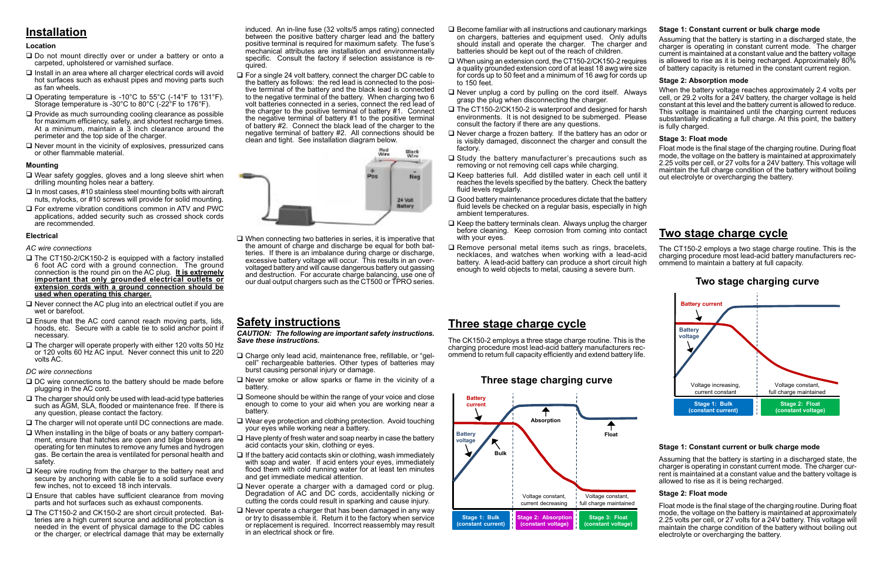## Installation

### Location

- ❑ Do not mount directly over or under a battery or onto a carpeted, upholstered or varnished surface.
- ❑ Install in an area where all charger electrical cords will avoid hot surfaces such as exhaust pipes and moving parts such as fan wheels.
- ❑ Operating temperature is -10°C to 55°C (-14°F to 131°F). Storage temperature is -30°C to 80°C (-22°F to 176°F).
- ❑ Provide as much surrounding cooling clearance as possible for maximum efficiency, safety, and shortest recharge times. At a minimum, maintain a 3 inch clearance around the perimeter and the top side of the charger.
- ❑ Never mount in the vicinity of explosives, pressurized cans or other flammable material.

### Mounting

- ❑ Wear safety goggles, gloves and a long sleeve shirt when drilling mounting holes near a battery.
- ❑ In most cases, #10 stainless steel mounting bolts with aircraft nuts, nylocks, or #10 screws will provide for solid mounting.
- ❑ For extreme vibration conditions common in ATV and PWC applications, added security such as crossed shock cords are recommended.

### Electrical

*AC wire connections*

- ❑ The CT150-2/CK150-2 is equipped with a factory installed 6 foot AC cord with a ground connection. The ground connection is the round pin on the AC plug. **It is extremely important that only grounded electrical outlets or extension cords with a ground connection should be used when operating this charger.**
- ❑ Never connect the AC plug into an electrical outlet if you are wet or barefoot.
- ❑ Ensure that the AC cord cannot reach moving parts, lids, hoods, etc. Secure with a cable tie to solid anchor point if necessary.
- ❑ The charger will operate properly with either 120 volts 50 Hz or 120 volts 60 Hz AC input. Never connect this unit to 220 volts AC.

*DC wire connections*

- ❑ DC wire connections to the battery should be made before plugging in the AC cord.
- ❑ The charger should only be used with lead-acid type batteries such as AGM, SLA, flooded or maintenance free. If there is any question, please contact the factory.
- ❑ The charger will not operate until DC connections are made.
- ❑ When installing in the bilge of boats or any battery compartment, ensure that hatches are open and bilge blowers are operating for ten minutes to remove any fumes and hydrogen gas. Be certain the area is ventilated for personal health and safety.
- ❑ Keep wire routing from the charger to the battery neat and secure by anchoring with cable tie to a solid surface every few inches, not to exceed 18 inch intervals.
- ❑ Ensure that cables have sufficient clearance from moving parts and hot surfaces such as exhaust components.
- ❑ The CT150-2 and CK150-2 are short circuit protected. Batteries are a high current source and additional protection is needed in the event of physical damage to the DC cables or the charger, or electrical damage that may be externally induced. An in-line fuse (32 volts/5 amps rating) connected between the positive battery charger lead and the battery positive terminal is required for maximum safety. The fuse's mechanical attributes are installation and environmentally specific. Consult the factory if selection assistance is required.
- ❑ For a single 24 volt battery, connect the charger DC cable to the battery as follows: the red lead is connected to the positive terminal of the battery and the black lead is connected to the negative terminal of the battery. When charging two 6 volt batteries connected in a series, connect the red lead of the charger to the positive terminal of battery #1. Connect the negative terminal of battery #1 to the positive terminal of battery #2. Connect the black lead of the charger to the negative terminal of battery #2. All connections should be clean and tight. See installation diagram below.

Red Wire
Black Wire
Pos
Neg
24 Volt Battery

- ❑ When connecting two batteries in series, it is imperative that the amount of charge and discharge be equal for both batteries. If there is an imbalance during charge or discharge, excessive battery voltage will occur. This results in an overvoltaged battery and will cause dangerous battery out gassing and destruction. For accurate charge balancing, use one of our dual output chargers such as the CT500 or TPRO series.

## Safety instructions

***CAUTION: The following are important safety instructions. Save these instructions.***

- ❑ Charge only lead acid, maintenance free, refillable, or "gel-cell" rechargeable batteries. Other types of batteries may burst causing personal injury or damage.
- ❑ Never smoke or allow sparks or flame in the vicinity of a battery.
- ❑ Someone should be within the range of your voice and close enough to come to your aid when you are working near a battery.
- ❑ Wear eye protection and clothing protection. Avoid touching your eyes while working near a battery.
- ❑ Have plenty of fresh water and soap nearby in case the battery acid contacts your skin, clothing or eyes.
- ❑ If the battery acid contacts skin or clothing, wash immediately with soap and water. If acid enters your eyes, immediately flood them with cold running water for at least ten minutes and get immediate medical attention.
- ❑ Never operate a charger with a damaged cord or plug. Degradation of AC and DC cords, accidentally nicking or cutting the cords could result in sparking and cause injury.
- ❑ Never operate a charger that has been damaged in any way or try to disassemble it. Return it to the factory when service or replacement is required. Incorrect reassembly may result in an electrical shock or fire.
- ❑ Become familiar with all instructions and cautionary markings on chargers, batteries and equipment used. Only adults should install and operate the charger. The charger and batteries should be kept out of the reach of children.
- ❑ When using an extension cord, the CT150-2/CK150-2 requires a quality grounded extension cord of at least 18 awg wire size for cords up to 50 feet and a minimum of 16 awg for cords up to 150 feet.
- ❑ Never unplug a cord by pulling on the cord itself. Always grasp the plug when disconnecting the charger.
- ❑ The CT150-2/CK150-2 is waterproof and designed for harsh environments. It is not designed to be submerged. Please consult the factory if there are any questions.
- ❑ Never charge a frozen battery. If the battery has an odor or is visibly damaged, disconnect the charger and consult the factory.
- ❑ Study the battery manufacturer's precautions such as removing or not removing cell caps while charging.
- ❑ Keep batteries full. Add distilled water in each cell until it reaches the levels specified by the battery manufacturer. Check the battery fluid levels regularly.
- ❑ Good battery maintenance procedures dictate that the battery fluid levels be checked on a regular basis, especially in high ambient temperatures.
- ❑ Keep the battery terminals clean. Always unplug the charger before cleaning. Keep corrosion from coming into contact with your eyes.
- ❑ Remove personal metal items such as rings, bracelets, necklaces, and watches when working with a lead-acid battery. A lead-acid battery can produce a short circuit high enough to weld objects to metal, causing a severe burn.

## Three stage charge cycle

The CK150-2 employs a three stage charge routine. This is the charging procedure most lead-acid battery manufacturers recommend to return full capacity efficiently and extend battery life.

### Three stage charging curve

Battery current
Battery voltage
Bulk
Absorption
Float
Voltage constant, current decreasing
Voltage constant, full charge maintained
Stage 1: Bulk (constant current)
Stage 2: Absorption (constant voltage)
Stage 3: Float (constant voltage)

**Stage 1: Constant current or bulk charge mode**

Assuming that the battery is starting in a discharged state, the charger is operating in constant current mode. The charger current is maintained at a constant value and the battery voltage is allowed to rise as it is being recharged. Approximately 80% of battery capacity is returned in the constant current region.

**Stage 2: Absorption mode**

When the battery voltage reaches approximately 2.4 volts per cell, or 29.2 volts for a 24V battery, the charger voltage is held constant at this level and the battery current is allowed to reduce. This voltage is maintained until the charging current reduces substantially indicating a full charge. At this point, the battery is fully charged.

**Stage 3: Float mode**

Float mode is the final stage of the charging routine. During float mode, the voltage on the battery is maintained at approximately 2.25 volts per cell, or 27 volts for a 24V battery. This voltage will maintain the full charge condition of the battery without boiling out electrolyte or overcharging the battery.

## Two stage charge cycle

The CT150-2 employs a two stage charge routine. This is the charging procedure most lead-acid battery manufacturers recommend to maintain a battery at full capacity.

### Two stage charging curve

Battery current
Battery voltage
Voltage increasing, current constant
Voltage constant, full charge maintained
Stage 1: Bulk (constant current)
Stage 2: Float (constant voltage)

**Stage 1: Constant current or bulk charge mode**

Assuming that the battery is starting in a discharged state, the charger is operating in constant current mode. The charger current is maintained at a constant value and the battery voltage is allowed to rise as it is being recharged.

**Stage 2: Float mode**

Float mode is the final stage of the charging routine. During float mode, the voltage on the battery is maintained at approximately 2.25 volts per cell, or 27 volts for a 24V battery. This voltage will maintain the charge condition of the battery without boiling out electrolyte or overcharging the battery.